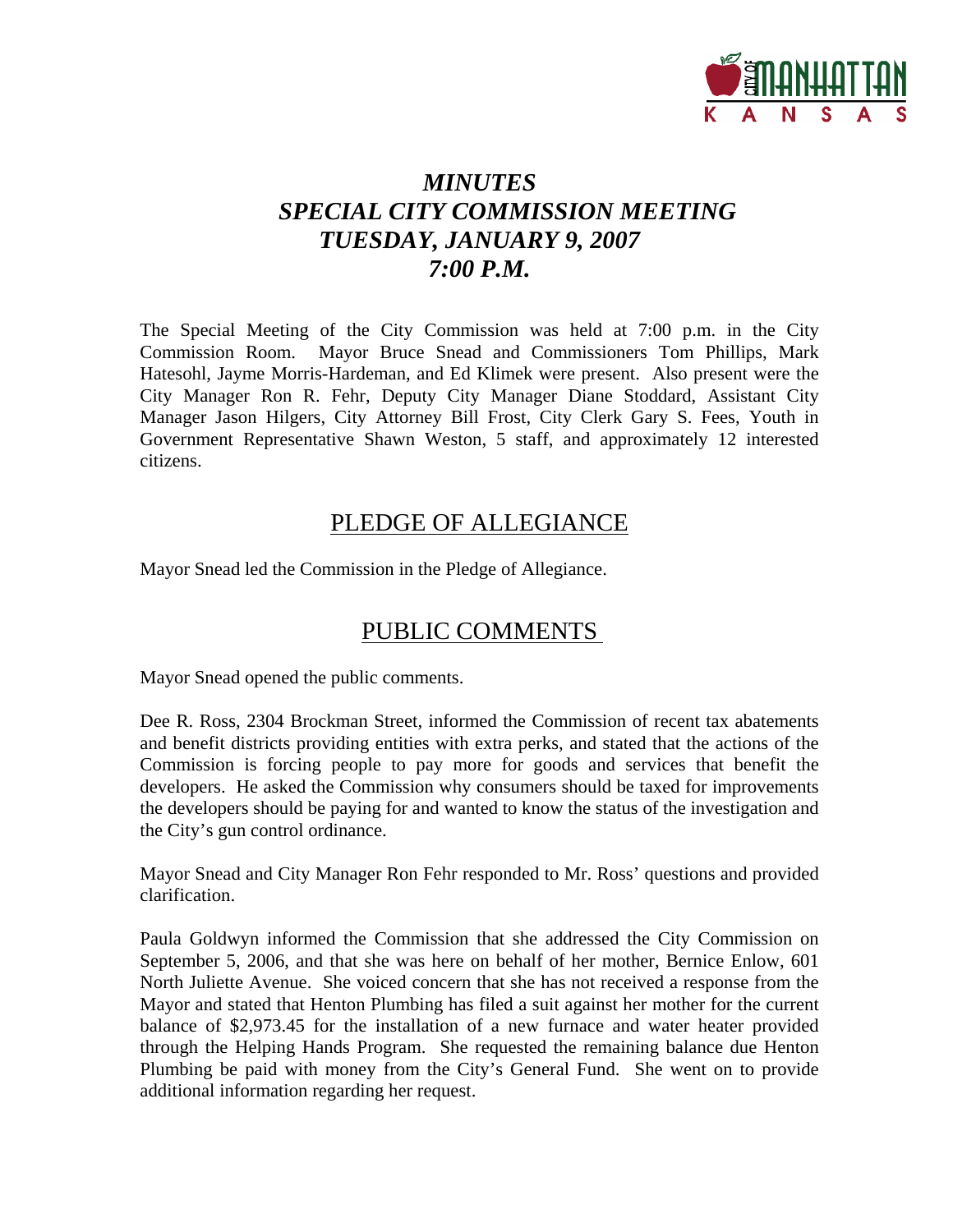# *MINUTES*
# *SPECIAL CITY COMMISSION MEETING*
# *TUESDAY, JANUARY 9, 2007*
# *7:00 P.M.*

The Special Meeting of the City Commission was held at 7:00 p.m. in the City Commission Room. Mayor Bruce Snead and Commissioners Tom Phillips, Mark Hatesohl, Jayme Morris-Hardeman, and Ed Klimek were present. Also present were the City Manager Ron R. Fehr, Deputy City Manager Diane Stoddard, Assistant City Manager Jason Hilgers, City Attorney Bill Frost, City Clerk Gary S. Fees, Youth in Government Representative Shawn Weston, 5 staff, and approximately 12 interested citizens.

## PLEDGE OF ALLEGIANCE

Mayor Snead led the Commission in the Pledge of Allegiance.

## PUBLIC COMMENTS

Mayor Snead opened the public comments.

Dee R. Ross, 2304 Brockman Street, informed the Commission of recent tax abatements and benefit districts providing entities with extra perks, and stated that the actions of the Commission is forcing people to pay more for goods and services that benefit the developers. He asked the Commission why consumers should be taxed for improvements the developers should be paying for and wanted to know the status of the investigation and the City's gun control ordinance.

Mayor Snead and City Manager Ron Fehr responded to Mr. Ross' questions and provided clarification.

Paula Goldwyn informed the Commission that she addressed the City Commission on September 5, 2006, and that she was here on behalf of her mother, Bernice Enlow, 601 North Juliette Avenue. She voiced concern that she has not received a response from the Mayor and stated that Henton Plumbing has filed a suit against her mother for the current balance of $2,973.45 for the installation of a new furnace and water heater provided through the Helping Hands Program. She requested the remaining balance due Henton Plumbing be paid with money from the City's General Fund. She went on to provide additional information regarding her request.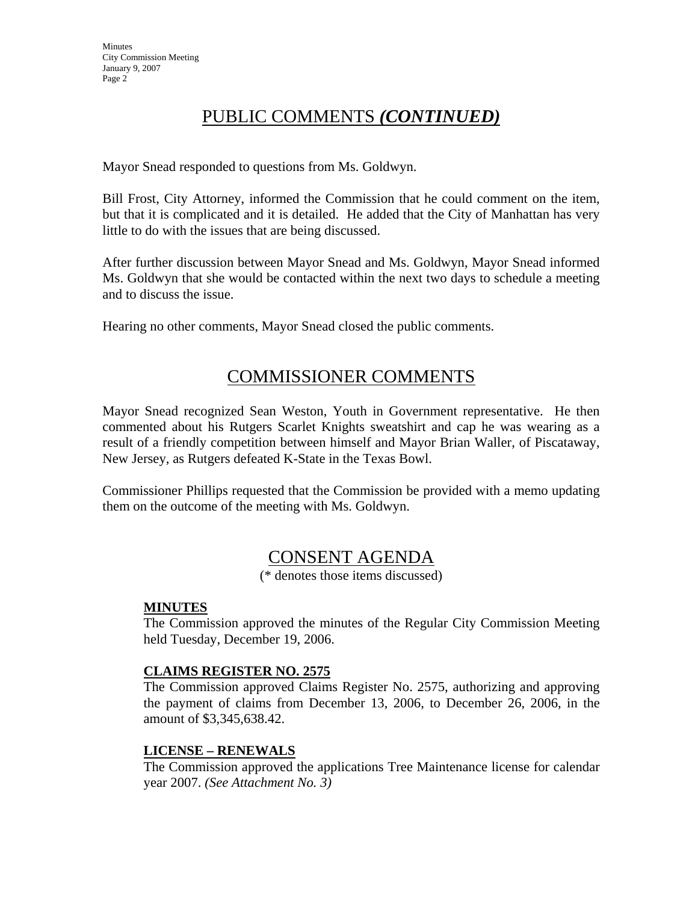# PUBLIC COMMENTS *(CONTINUED)*

Mayor Snead responded to questions from Ms. Goldwyn.

Bill Frost, City Attorney, informed the Commission that he could comment on the item, but that it is complicated and it is detailed. He added that the City of Manhattan has very little to do with the issues that are being discussed.

After further discussion between Mayor Snead and Ms. Goldwyn, Mayor Snead informed Ms. Goldwyn that she would be contacted within the next two days to schedule a meeting and to discuss the issue.

Hearing no other comments, Mayor Snead closed the public comments.

# COMMISSIONER COMMENTS

Mayor Snead recognized Sean Weston, Youth in Government representative. He then commented about his Rutgers Scarlet Knights sweatshirt and cap he was wearing as a result of a friendly competition between himself and Mayor Brian Waller, of Piscataway, New Jersey, as Rutgers defeated K-State in the Texas Bowl.

Commissioner Phillips requested that the Commission be provided with a memo updating them on the outcome of the meeting with Ms. Goldwyn.

# CONSENT AGENDA

(* denotes those items discussed)

**MINUTES**

The Commission approved the minutes of the Regular City Commission Meeting held Tuesday, December 19, 2006.

**CLAIMS REGISTER NO. 2575**

The Commission approved Claims Register No. 2575, authorizing and approving the payment of claims from December 13, 2006, to December 26, 2006, in the amount of $3,345,638.42.

**LICENSE – RENEWALS**

The Commission approved the applications Tree Maintenance license for calendar year 2007. *(See Attachment No. 3)*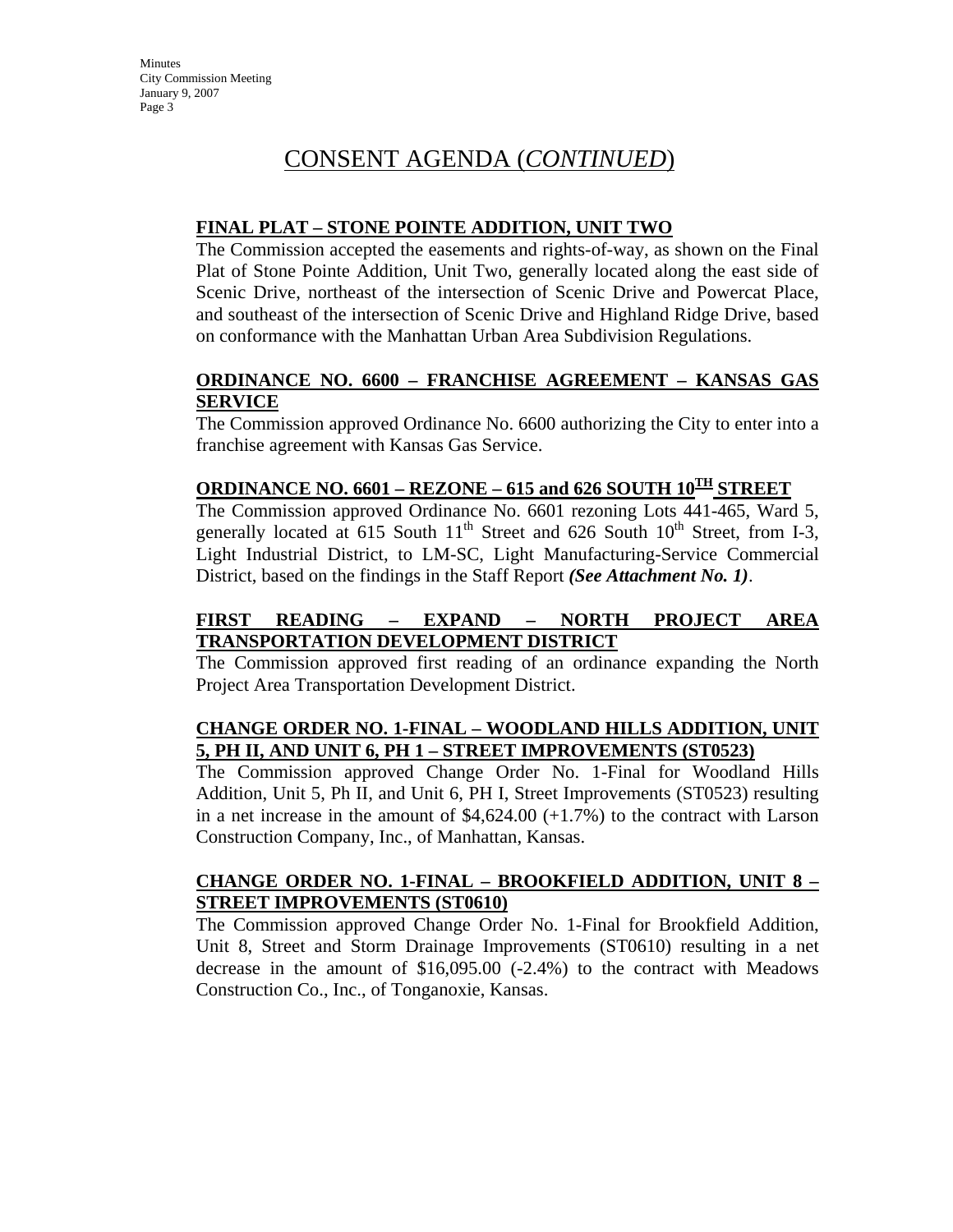# CONSENT AGENDA (*CONTINUED*)

**FINAL PLAT – STONE POINTE ADDITION, UNIT TWO**

The Commission accepted the easements and rights-of-way, as shown on the Final Plat of Stone Pointe Addition, Unit Two, generally located along the east side of Scenic Drive, northeast of the intersection of Scenic Drive and Powercat Place, and southeast of the intersection of Scenic Drive and Highland Ridge Drive, based on conformance with the Manhattan Urban Area Subdivision Regulations.

**ORDINANCE NO. 6600 – FRANCHISE AGREEMENT – KANSAS GAS SERVICE**

The Commission approved Ordinance No. 6600 authorizing the City to enter into a franchise agreement with Kansas Gas Service.

**ORDINANCE NO. 6601 – REZONE – 615 and 626 SOUTH 10TH STREET**

The Commission approved Ordinance No. 6601 rezoning Lots 441-465, Ward 5, generally located at 615 South 11th Street and 626 South 10th Street, from I-3, Light Industrial District, to LM-SC, Light Manufacturing-Service Commercial District, based on the findings in the Staff Report ***(See Attachment No. 1)***.

**FIRST READING – EXPAND – NORTH PROJECT AREA TRANSPORTATION DEVELOPMENT DISTRICT**

The Commission approved first reading of an ordinance expanding the North Project Area Transportation Development District.

**CHANGE ORDER NO. 1-FINAL – WOODLAND HILLS ADDITION, UNIT 5, PH II, AND UNIT 6, PH 1 – STREET IMPROVEMENTS (ST0523)**

The Commission approved Change Order No. 1-Final for Woodland Hills Addition, Unit 5, Ph II, and Unit 6, PH I, Street Improvements (ST0523) resulting in a net increase in the amount of $4,624.00 (+1.7%) to the contract with Larson Construction Company, Inc., of Manhattan, Kansas.

**CHANGE ORDER NO. 1-FINAL – BROOKFIELD ADDITION, UNIT 8 – STREET IMPROVEMENTS (ST0610)**

The Commission approved Change Order No. 1-Final for Brookfield Addition, Unit 8, Street and Storm Drainage Improvements (ST0610) resulting in a net decrease in the amount of $16,095.00 (-2.4%) to the contract with Meadows Construction Co., Inc., of Tonganoxie, Kansas.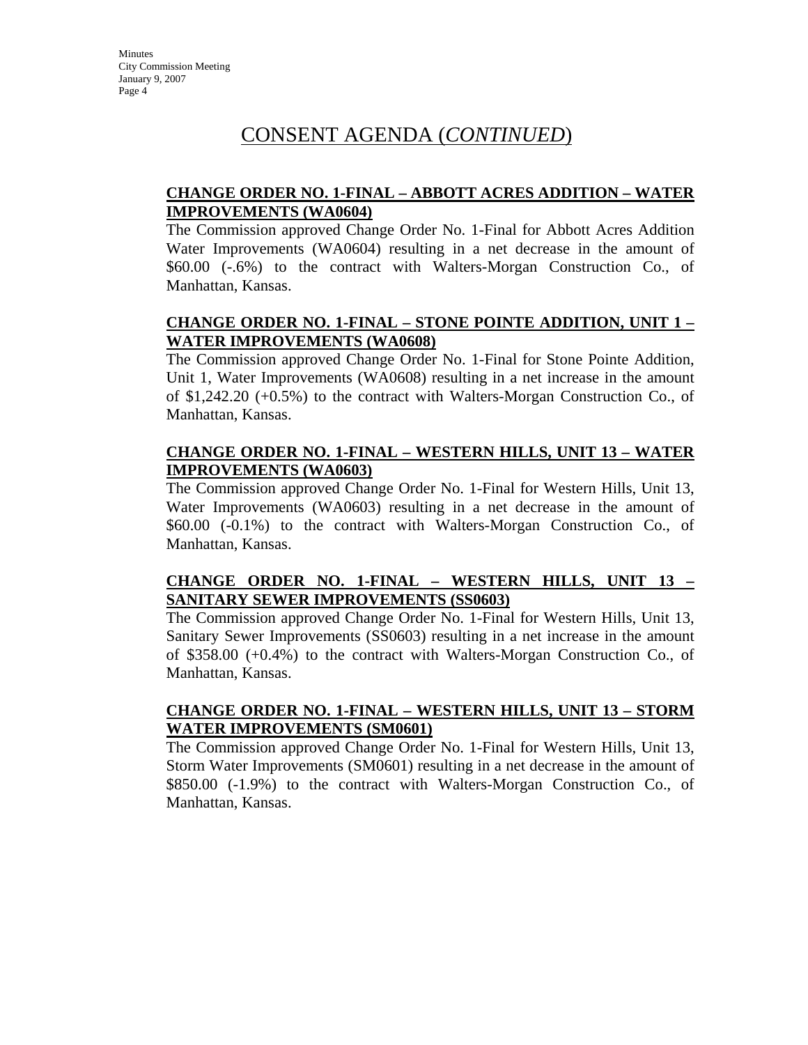# CONSENT AGENDA (*CONTINUED*)

**CHANGE ORDER NO. 1-FINAL – ABBOTT ACRES ADDITION – WATER IMPROVEMENTS (WA0604)**

The Commission approved Change Order No. 1-Final for Abbott Acres Addition Water Improvements (WA0604) resulting in a net decrease in the amount of \$60.00 (-.6%) to the contract with Walters-Morgan Construction Co., of Manhattan, Kansas.

**CHANGE ORDER NO. 1-FINAL – STONE POINTE ADDITION, UNIT 1 – WATER IMPROVEMENTS (WA0608)**

The Commission approved Change Order No. 1-Final for Stone Pointe Addition, Unit 1, Water Improvements (WA0608) resulting in a net increase in the amount of \$1,242.20 (+0.5%) to the contract with Walters-Morgan Construction Co., of Manhattan, Kansas.

**CHANGE ORDER NO. 1-FINAL – WESTERN HILLS, UNIT 13 – WATER IMPROVEMENTS (WA0603)**

The Commission approved Change Order No. 1-Final for Western Hills, Unit 13, Water Improvements (WA0603) resulting in a net decrease in the amount of \$60.00 (-0.1%) to the contract with Walters-Morgan Construction Co., of Manhattan, Kansas.

**CHANGE ORDER NO. 1-FINAL – WESTERN HILLS, UNIT 13 – SANITARY SEWER IMPROVEMENTS (SS0603)**

The Commission approved Change Order No. 1-Final for Western Hills, Unit 13, Sanitary Sewer Improvements (SS0603) resulting in a net increase in the amount of \$358.00 (+0.4%) to the contract with Walters-Morgan Construction Co., of Manhattan, Kansas.

**CHANGE ORDER NO. 1-FINAL – WESTERN HILLS, UNIT 13 – STORM WATER IMPROVEMENTS (SM0601)**

The Commission approved Change Order No. 1-Final for Western Hills, Unit 13, Storm Water Improvements (SM0601) resulting in a net decrease in the amount of \$850.00 (-1.9%) to the contract with Walters-Morgan Construction Co., of Manhattan, Kansas.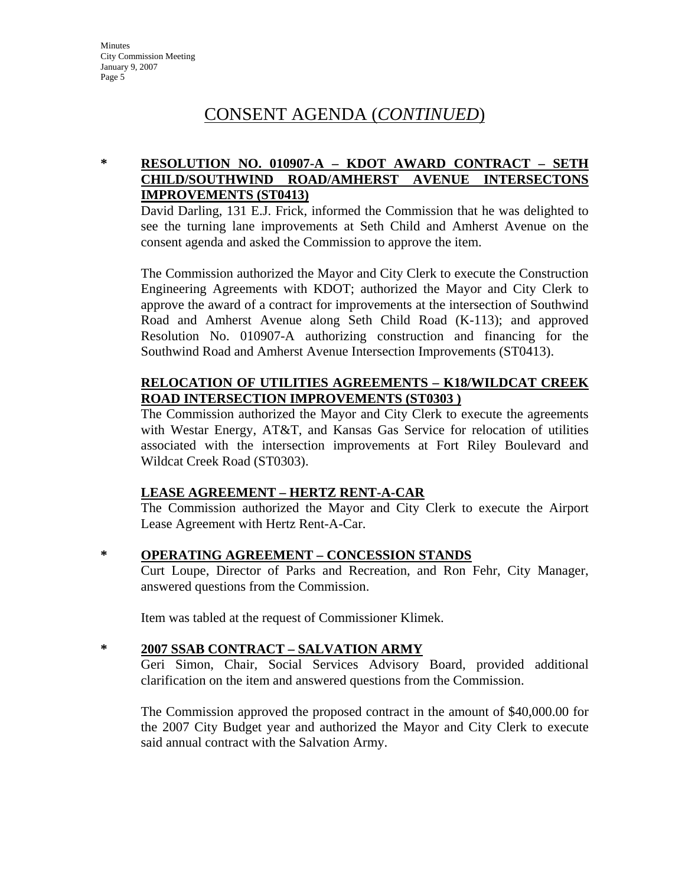# CONSENT AGENDA (*CONTINUED*)

**\* RESOLUTION NO. 010907-A – KDOT AWARD CONTRACT – SETH CHILD/SOUTHWIND ROAD/AMHERST AVENUE INTERSECTONS IMPROVEMENTS (ST0413)**

David Darling, 131 E.J. Frick, informed the Commission that he was delighted to see the turning lane improvements at Seth Child and Amherst Avenue on the consent agenda and asked the Commission to approve the item.

The Commission authorized the Mayor and City Clerk to execute the Construction Engineering Agreements with KDOT; authorized the Mayor and City Clerk to approve the award of a contract for improvements at the intersection of Southwind Road and Amherst Avenue along Seth Child Road (K-113); and approved Resolution No. 010907-A authorizing construction and financing for the Southwind Road and Amherst Avenue Intersection Improvements (ST0413).

**RELOCATION OF UTILITIES AGREEMENTS – K18/WILDCAT CREEK ROAD INTERSECTION IMPROVEMENTS (ST0303 )**

The Commission authorized the Mayor and City Clerk to execute the agreements with Westar Energy, AT&T, and Kansas Gas Service for relocation of utilities associated with the intersection improvements at Fort Riley Boulevard and Wildcat Creek Road (ST0303).

**LEASE AGREEMENT – HERTZ RENT-A-CAR**

The Commission authorized the Mayor and City Clerk to execute the Airport Lease Agreement with Hertz Rent-A-Car.

**\* OPERATING AGREEMENT – CONCESSION STANDS**

Curt Loupe, Director of Parks and Recreation, and Ron Fehr, City Manager, answered questions from the Commission.

Item was tabled at the request of Commissioner Klimek.

**\* 2007 SSAB CONTRACT – SALVATION ARMY**

Geri Simon, Chair, Social Services Advisory Board, provided additional clarification on the item and answered questions from the Commission.

The Commission approved the proposed contract in the amount of $40,000.00 for the 2007 City Budget year and authorized the Mayor and City Clerk to execute said annual contract with the Salvation Army.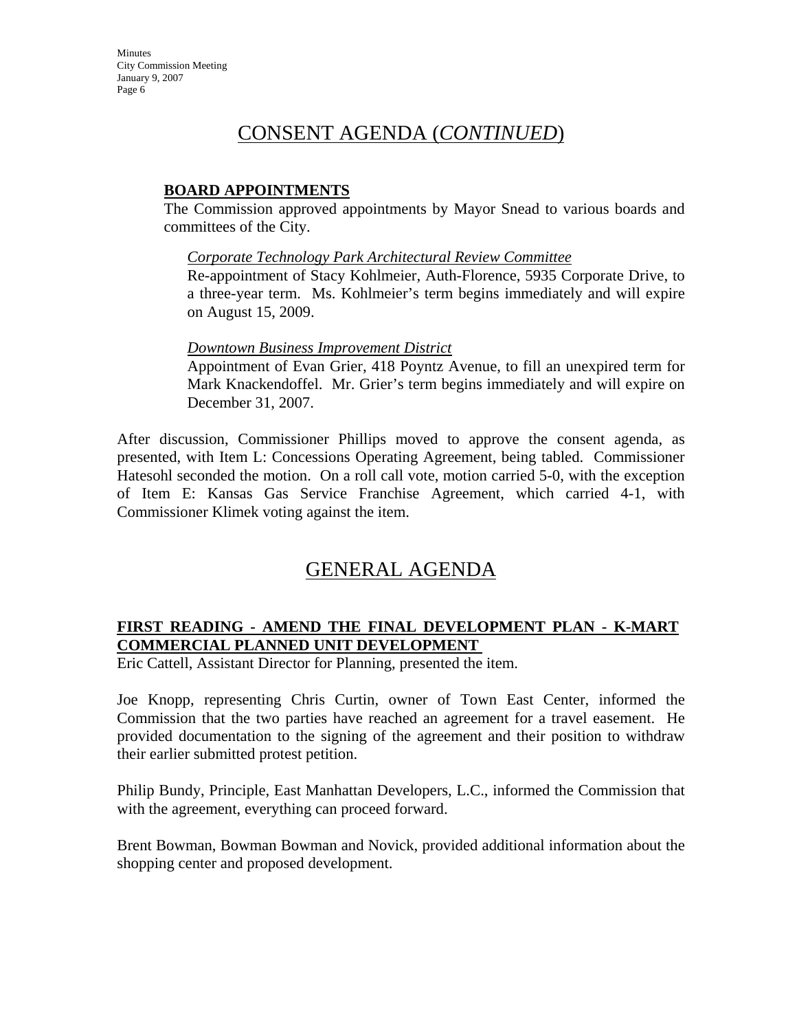## CONSENT AGENDA (*CONTINUED*)

**BOARD APPOINTMENTS**

The Commission approved appointments by Mayor Snead to various boards and committees of the City.

*Corporate Technology Park Architectural Review Committee*

Re-appointment of Stacy Kohlmeier, Auth-Florence, 5935 Corporate Drive, to a three-year term. Ms. Kohlmeier's term begins immediately and will expire on August 15, 2009.

*Downtown Business Improvement District*

Appointment of Evan Grier, 418 Poyntz Avenue, to fill an unexpired term for Mark Knackendoffel. Mr. Grier's term begins immediately and will expire on December 31, 2007.

After discussion, Commissioner Phillips moved to approve the consent agenda, as presented, with Item L: Concessions Operating Agreement, being tabled. Commissioner Hatesohl seconded the motion. On a roll call vote, motion carried 5-0, with the exception of Item E: Kansas Gas Service Franchise Agreement, which carried 4-1, with Commissioner Klimek voting against the item.

## GENERAL AGENDA

**FIRST READING - AMEND THE FINAL DEVELOPMENT PLAN - K-MART COMMERCIAL PLANNED UNIT DEVELOPMENT**

Eric Cattell, Assistant Director for Planning, presented the item.

Joe Knopp, representing Chris Curtin, owner of Town East Center, informed the Commission that the two parties have reached an agreement for a travel easement. He provided documentation to the signing of the agreement and their position to withdraw their earlier submitted protest petition.

Philip Bundy, Principle, East Manhattan Developers, L.C., informed the Commission that with the agreement, everything can proceed forward.

Brent Bowman, Bowman Bowman and Novick, provided additional information about the shopping center and proposed development.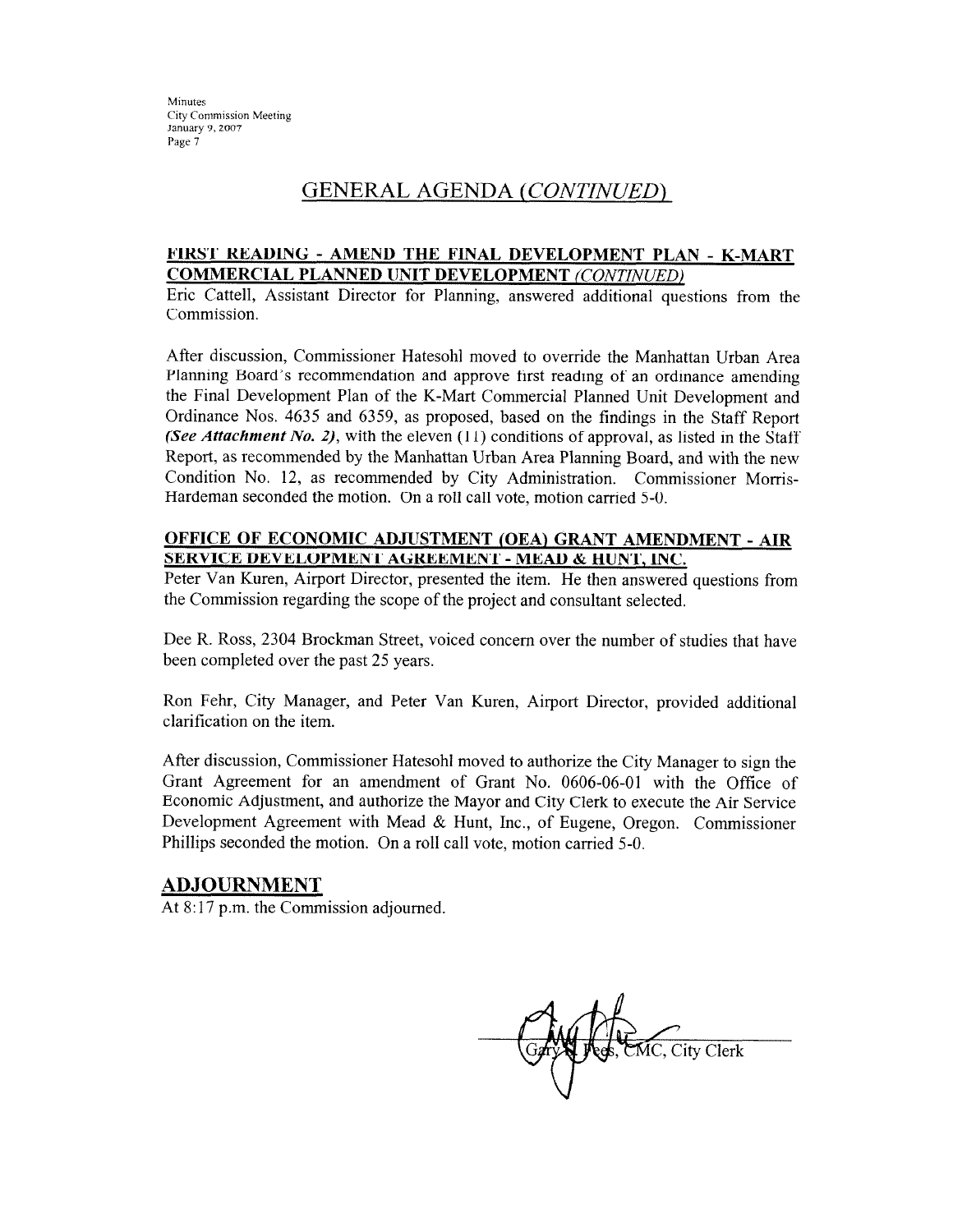## GENERAL AGENDA *(CONTINUED)*

### FIRST READING - AMEND THE FINAL DEVELOPMENT PLAN - K-MART COMMERCIAL PLANNED UNIT DEVELOPMENT *(CONTINUED)*

Eric Cattell, Assistant Director for Planning, answered additional questions from the Commission.

After discussion, Commissioner Hatesohl moved to override the Manhattan Urban Area Planning Board's recommendation and approve first reading of an ordinance amending the Final Development Plan of the K-Mart Commercial Planned Unit Development and Ordinance Nos. 4635 and 6359, as proposed, based on the findings in the Staff Report ***(See Attachment No. 2)***, with the eleven (11) conditions of approval, as listed in the Staff Report, as recommended by the Manhattan Urban Area Planning Board, and with the new Condition No. 12, as recommended by City Administration. Commissioner Morris-Hardeman seconded the motion. On a roll call vote, motion carried 5-0.

### OFFICE OF ECONOMIC ADJUSTMENT (OEA) GRANT AMENDMENT - AIR SERVICE DEVELOPMENT AGREEMENT - MEAD & HUNT, INC.

Peter Van Kuren, Airport Director, presented the item. He then answered questions from the Commission regarding the scope of the project and consultant selected.

Dee R. Ross, 2304 Brockman Street, voiced concern over the number of studies that have been completed over the past 25 years.

Ron Fehr, City Manager, and Peter Van Kuren, Airport Director, provided additional clarification on the item.

After discussion, Commissioner Hatesohl moved to authorize the City Manager to sign the Grant Agreement for an amendment of Grant No. 0606-06-01 with the Office of Economic Adjustment, and authorize the Mayor and City Clerk to execute the Air Service Development Agreement with Mead & Hunt, Inc., of Eugene, Oregon. Commissioner Phillips seconded the motion. On a roll call vote, motion carried 5-0.

## ADJOURNMENT

At 8:17 p.m. the Commission adjourned.

Gary S. Fees, CMC, City Clerk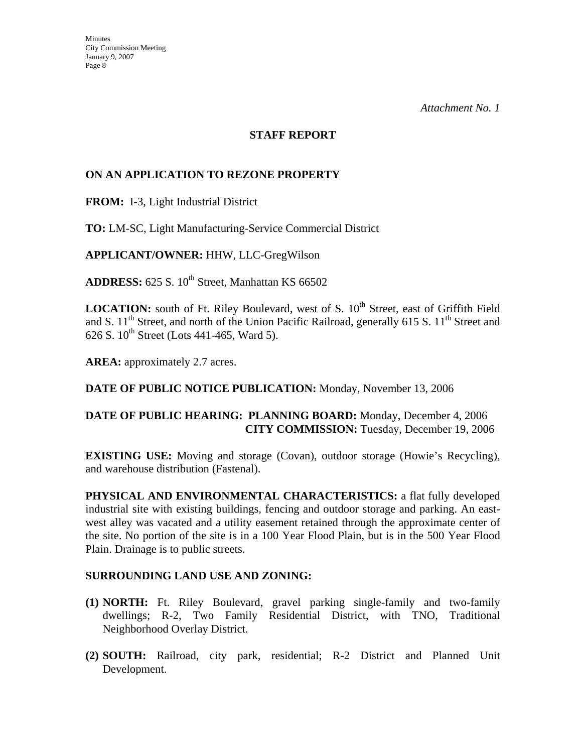*Attachment No. 1*

## STAFF REPORT

### ON AN APPLICATION TO REZONE PROPERTY

**FROM:** I-3, Light Industrial District

**TO:** LM-SC, Light Manufacturing-Service Commercial District

**APPLICANT/OWNER:** HHW, LLC-GregWilson

**ADDRESS:** 625 S. 10th Street, Manhattan KS 66502

**LOCATION:** south of Ft. Riley Boulevard, west of S. 10th Street, east of Griffith Field and S. 11th Street, and north of the Union Pacific Railroad, generally 615 S. 11th Street and 626 S. 10th Street (Lots 441-465, Ward 5).

**AREA:** approximately 2.7 acres.

**DATE OF PUBLIC NOTICE PUBLICATION:** Monday, November 13, 2006

**DATE OF PUBLIC HEARING: PLANNING BOARD:** Monday, December 4, 2006
**CITY COMMISSION:** Tuesday, December 19, 2006

**EXISTING USE:** Moving and storage (Covan), outdoor storage (Howie's Recycling), and warehouse distribution (Fastenal).

**PHYSICAL AND ENVIRONMENTAL CHARACTERISTICS:** a flat fully developed industrial site with existing buildings, fencing and outdoor storage and parking. An east-west alley was vacated and a utility easement retained through the approximate center of the site. No portion of the site is in a 100 Year Flood Plain, but is in the 500 Year Flood Plain. Drainage is to public streets.

**SURROUNDING LAND USE AND ZONING:**

**(1) NORTH:** Ft. Riley Boulevard, gravel parking single-family and two-family dwellings; R-2, Two Family Residential District, with TNO, Traditional Neighborhood Overlay District.

**(2) SOUTH:** Railroad, city park, residential; R-2 District and Planned Unit Development.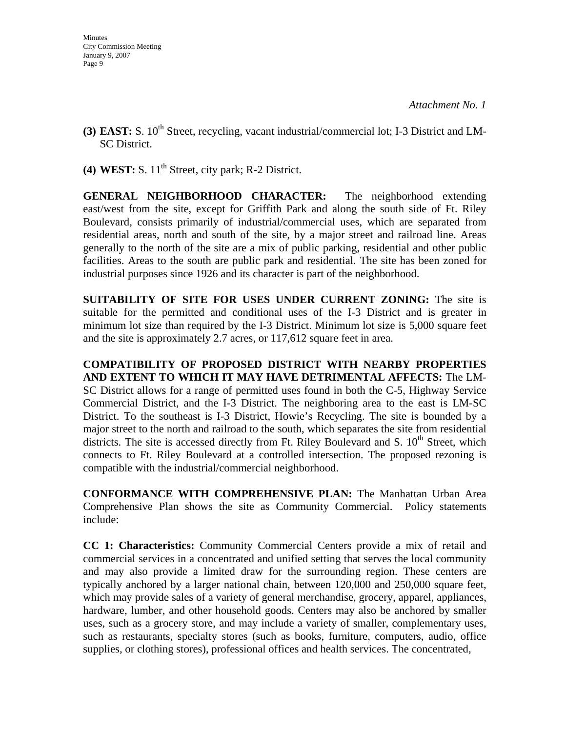*Attachment No. 1*

**(3) EAST:** S. 10th Street, recycling, vacant industrial/commercial lot; I-3 District and LM-SC District.

**(4) WEST:** S. 11th Street, city park; R-2 District.

**GENERAL NEIGHBORHOOD CHARACTER:** The neighborhood extending east/west from the site, except for Griffith Park and along the south side of Ft. Riley Boulevard, consists primarily of industrial/commercial uses, which are separated from residential areas, north and south of the site, by a major street and railroad line. Areas generally to the north of the site are a mix of public parking, residential and other public facilities. Areas to the south are public park and residential. The site has been zoned for industrial purposes since 1926 and its character is part of the neighborhood.

**SUITABILITY OF SITE FOR USES UNDER CURRENT ZONING:** The site is suitable for the permitted and conditional uses of the I-3 District and is greater in minimum lot size than required by the I-3 District. Minimum lot size is 5,000 square feet and the site is approximately 2.7 acres, or 117,612 square feet in area.

**COMPATIBILITY OF PROPOSED DISTRICT WITH NEARBY PROPERTIES AND EXTENT TO WHICH IT MAY HAVE DETRIMENTAL AFFECTS:** The LM-SC District allows for a range of permitted uses found in both the C-5, Highway Service Commercial District, and the I-3 District. The neighboring area to the east is LM-SC District. To the southeast is I-3 District, Howie's Recycling. The site is bounded by a major street to the north and railroad to the south, which separates the site from residential districts. The site is accessed directly from Ft. Riley Boulevard and S. 10th Street, which connects to Ft. Riley Boulevard at a controlled intersection. The proposed rezoning is compatible with the industrial/commercial neighborhood.

**CONFORMANCE WITH COMPREHENSIVE PLAN:** The Manhattan Urban Area Comprehensive Plan shows the site as Community Commercial. Policy statements include:

**CC 1: Characteristics:** Community Commercial Centers provide a mix of retail and commercial services in a concentrated and unified setting that serves the local community and may also provide a limited draw for the surrounding region. These centers are typically anchored by a larger national chain, between 120,000 and 250,000 square feet, which may provide sales of a variety of general merchandise, grocery, apparel, appliances, hardware, lumber, and other household goods. Centers may also be anchored by smaller uses, such as a grocery store, and may include a variety of smaller, complementary uses, such as restaurants, specialty stores (such as books, furniture, computers, audio, office supplies, or clothing stores), professional offices and health services. The concentrated,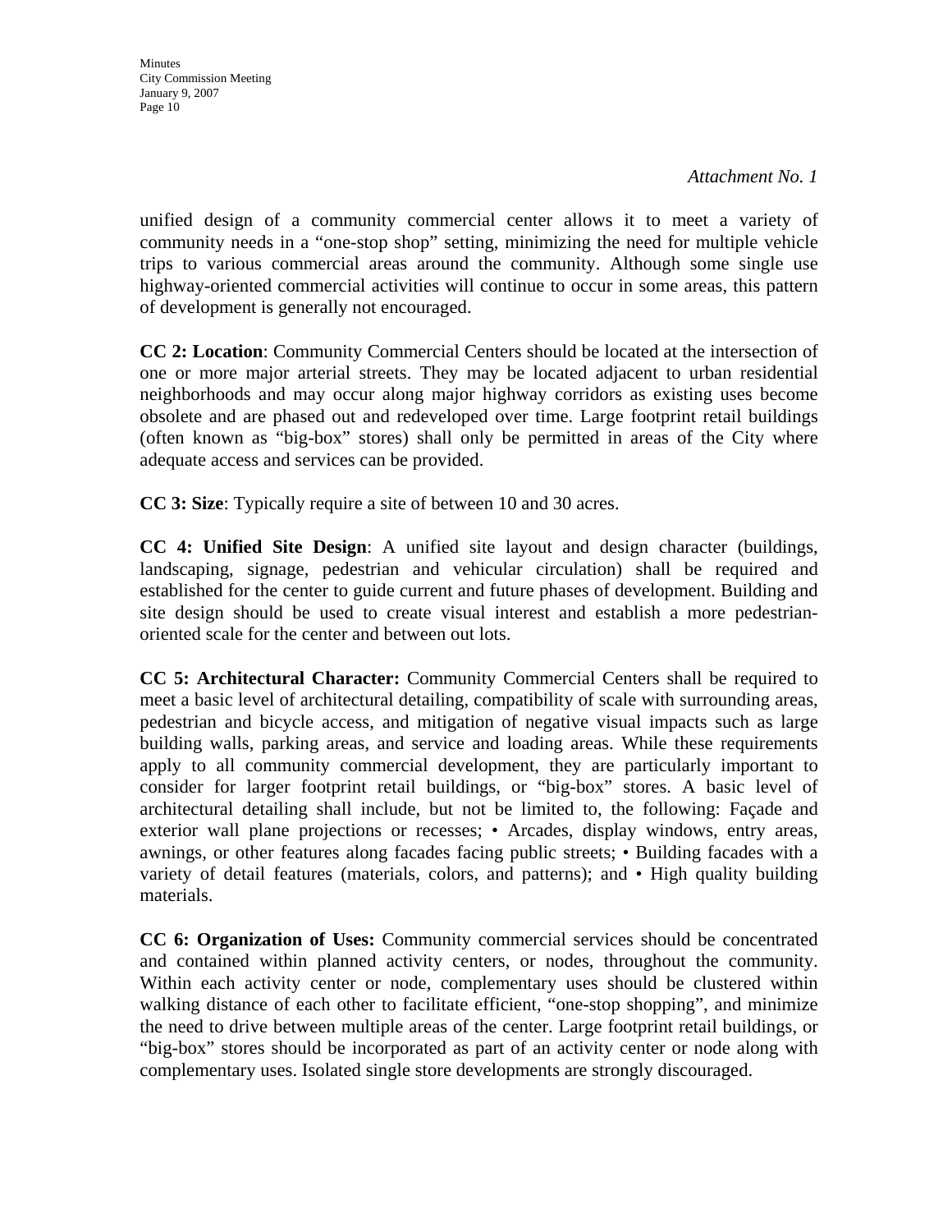*Attachment No. 1*

unified design of a community commercial center allows it to meet a variety of community needs in a "one-stop shop" setting, minimizing the need for multiple vehicle trips to various commercial areas around the community. Although some single use highway-oriented commercial activities will continue to occur in some areas, this pattern of development is generally not encouraged.

**CC 2: Location**: Community Commercial Centers should be located at the intersection of one or more major arterial streets. They may be located adjacent to urban residential neighborhoods and may occur along major highway corridors as existing uses become obsolete and are phased out and redeveloped over time. Large footprint retail buildings (often known as "big-box" stores) shall only be permitted in areas of the City where adequate access and services can be provided.

**CC 3: Size**: Typically require a site of between 10 and 30 acres.

**CC 4: Unified Site Design**: A unified site layout and design character (buildings, landscaping, signage, pedestrian and vehicular circulation) shall be required and established for the center to guide current and future phases of development. Building and site design should be used to create visual interest and establish a more pedestrian-oriented scale for the center and between out lots.

**CC 5: Architectural Character:** Community Commercial Centers shall be required to meet a basic level of architectural detailing, compatibility of scale with surrounding areas, pedestrian and bicycle access, and mitigation of negative visual impacts such as large building walls, parking areas, and service and loading areas. While these requirements apply to all community commercial development, they are particularly important to consider for larger footprint retail buildings, or "big-box" stores. A basic level of architectural detailing shall include, but not be limited to, the following: Façade and exterior wall plane projections or recesses; • Arcades, display windows, entry areas, awnings, or other features along facades facing public streets; • Building facades with a variety of detail features (materials, colors, and patterns); and • High quality building materials.

**CC 6: Organization of Uses:** Community commercial services should be concentrated and contained within planned activity centers, or nodes, throughout the community. Within each activity center or node, complementary uses should be clustered within walking distance of each other to facilitate efficient, "one-stop shopping", and minimize the need to drive between multiple areas of the center. Large footprint retail buildings, or "big-box" stores should be incorporated as part of an activity center or node along with complementary uses. Isolated single store developments are strongly discouraged.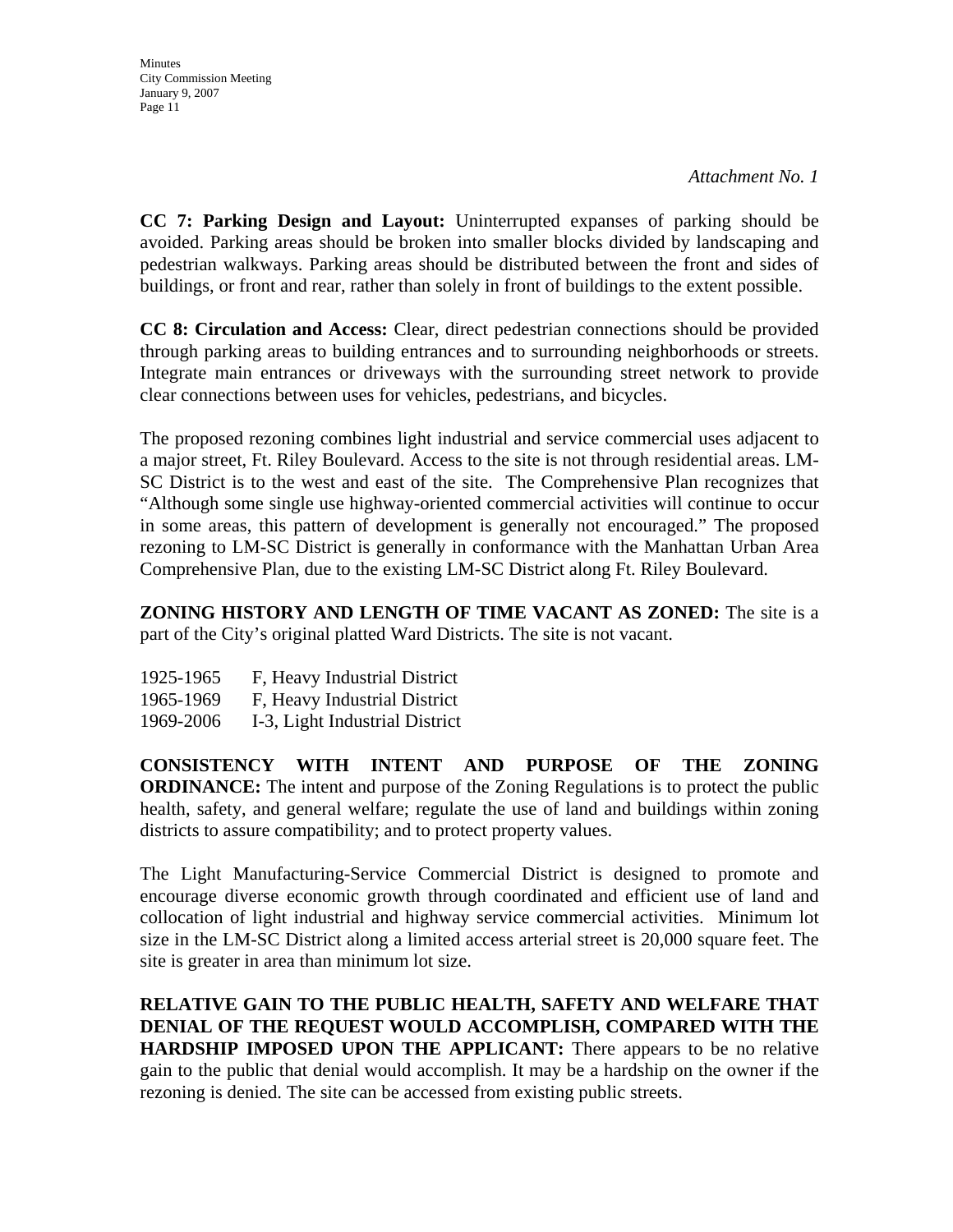*Attachment No. 1*

**CC 7: Parking Design and Layout:** Uninterrupted expanses of parking should be avoided. Parking areas should be broken into smaller blocks divided by landscaping and pedestrian walkways. Parking areas should be distributed between the front and sides of buildings, or front and rear, rather than solely in front of buildings to the extent possible.

**CC 8: Circulation and Access:** Clear, direct pedestrian connections should be provided through parking areas to building entrances and to surrounding neighborhoods or streets. Integrate main entrances or driveways with the surrounding street network to provide clear connections between uses for vehicles, pedestrians, and bicycles.

The proposed rezoning combines light industrial and service commercial uses adjacent to a major street, Ft. Riley Boulevard. Access to the site is not through residential areas. LM-SC District is to the west and east of the site. The Comprehensive Plan recognizes that "Although some single use highway-oriented commercial activities will continue to occur in some areas, this pattern of development is generally not encouraged." The proposed rezoning to LM-SC District is generally in conformance with the Manhattan Urban Area Comprehensive Plan, due to the existing LM-SC District along Ft. Riley Boulevard.

**ZONING HISTORY AND LENGTH OF TIME VACANT AS ZONED:** The site is a part of the City's original platted Ward Districts. The site is not vacant.

1925-1965 F, Heavy Industrial District
1965-1969 F, Heavy Industrial District
1969-2006 I-3, Light Industrial District

**CONSISTENCY WITH INTENT AND PURPOSE OF THE ZONING ORDINANCE:** The intent and purpose of the Zoning Regulations is to protect the public health, safety, and general welfare; regulate the use of land and buildings within zoning districts to assure compatibility; and to protect property values.

The Light Manufacturing-Service Commercial District is designed to promote and encourage diverse economic growth through coordinated and efficient use of land and collocation of light industrial and highway service commercial activities. Minimum lot size in the LM-SC District along a limited access arterial street is 20,000 square feet. The site is greater in area than minimum lot size.

**RELATIVE GAIN TO THE PUBLIC HEALTH, SAFETY AND WELFARE THAT DENIAL OF THE REQUEST WOULD ACCOMPLISH, COMPARED WITH THE HARDSHIP IMPOSED UPON THE APPLICANT:** There appears to be no relative gain to the public that denial would accomplish. It may be a hardship on the owner if the rezoning is denied. The site can be accessed from existing public streets.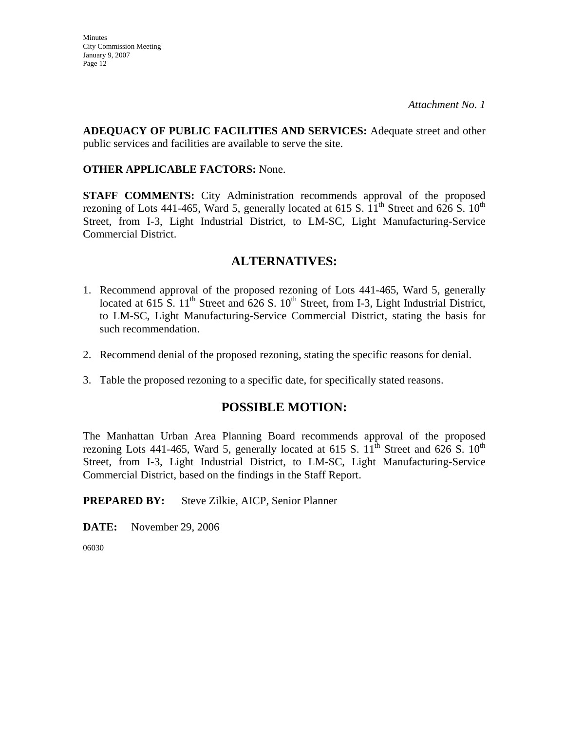*Attachment No. 1*

**ADEQUACY OF PUBLIC FACILITIES AND SERVICES:** Adequate street and other public services and facilities are available to serve the site.

**OTHER APPLICABLE FACTORS:** None.

**STAFF COMMENTS:** City Administration recommends approval of the proposed rezoning of Lots 441-465, Ward 5, generally located at 615 S. 11th Street and 626 S. 10th Street, from I-3, Light Industrial District, to LM-SC, Light Manufacturing-Service Commercial District.

## ALTERNATIVES:

1. Recommend approval of the proposed rezoning of Lots 441-465, Ward 5, generally located at 615 S. 11th Street and 626 S. 10th Street, from I-3, Light Industrial District, to LM-SC, Light Manufacturing-Service Commercial District, stating the basis for such recommendation.

2. Recommend denial of the proposed rezoning, stating the specific reasons for denial.

3. Table the proposed rezoning to a specific date, for specifically stated reasons.

## POSSIBLE MOTION:

The Manhattan Urban Area Planning Board recommends approval of the proposed rezoning Lots 441-465, Ward 5, generally located at 615 S. 11th Street and 626 S. 10th Street, from I-3, Light Industrial District, to LM-SC, Light Manufacturing-Service Commercial District, based on the findings in the Staff Report.

**PREPARED BY:** Steve Zilkie, AICP, Senior Planner

**DATE:** November 29, 2006

06030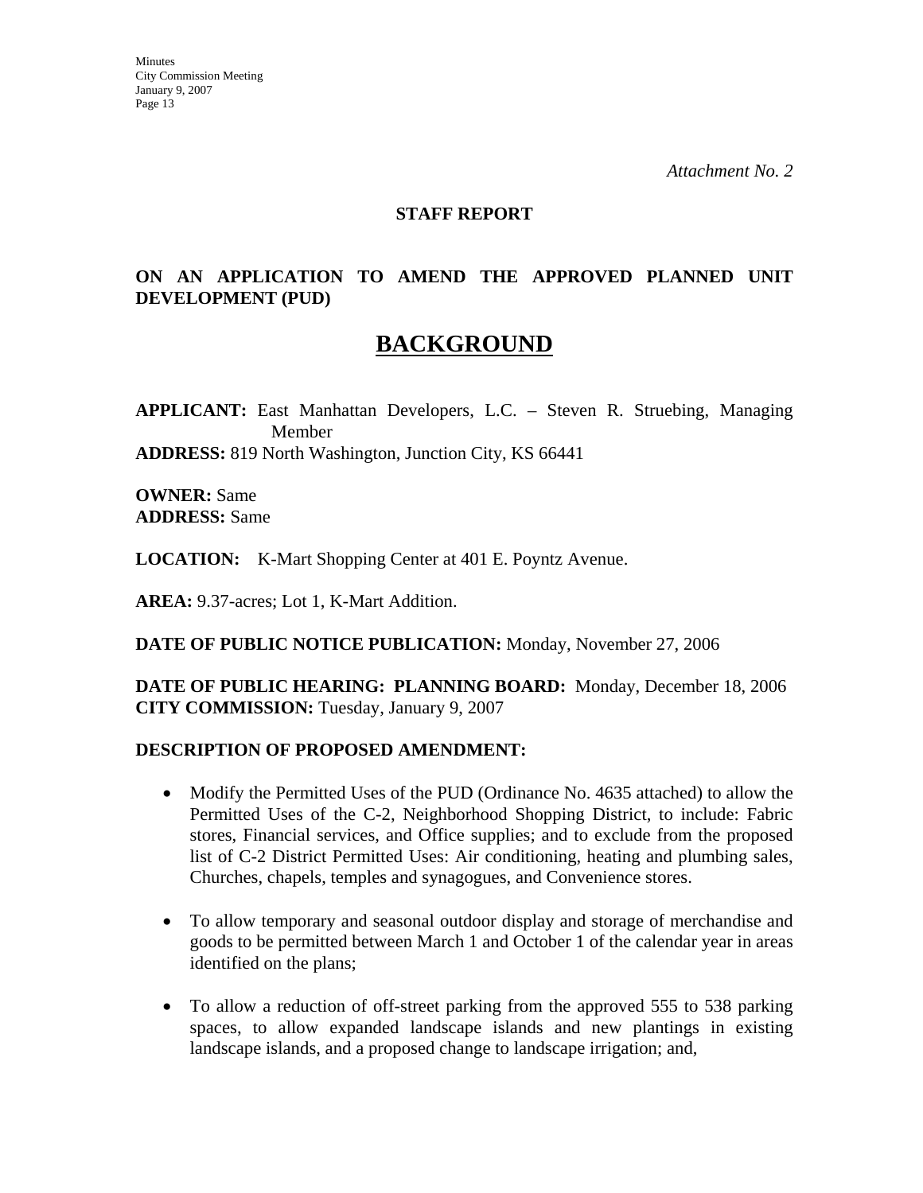*Attachment No. 2*

**STAFF REPORT**

**ON AN APPLICATION TO AMEND THE APPROVED PLANNED UNIT DEVELOPMENT (PUD)**

# BACKGROUND

**APPLICANT:** East Manhattan Developers, L.C. – Steven R. Struebing, Managing Member
**ADDRESS:** 819 North Washington, Junction City, KS 66441

**OWNER:** Same
**ADDRESS:** Same

**LOCATION:** K-Mart Shopping Center at 401 E. Poyntz Avenue.

**AREA:** 9.37-acres; Lot 1, K-Mart Addition.

**DATE OF PUBLIC NOTICE PUBLICATION:** Monday, November 27, 2006

**DATE OF PUBLIC HEARING: PLANNING BOARD:** Monday, December 18, 2006
**CITY COMMISSION:** Tuesday, January 9, 2007

**DESCRIPTION OF PROPOSED AMENDMENT:**

- Modify the Permitted Uses of the PUD (Ordinance No. 4635 attached) to allow the Permitted Uses of the C-2, Neighborhood Shopping District, to include: Fabric stores, Financial services, and Office supplies; and to exclude from the proposed list of C-2 District Permitted Uses: Air conditioning, heating and plumbing sales, Churches, chapels, temples and synagogues, and Convenience stores.

- To allow temporary and seasonal outdoor display and storage of merchandise and goods to be permitted between March 1 and October 1 of the calendar year in areas identified on the plans;

- To allow a reduction of off-street parking from the approved 555 to 538 parking spaces, to allow expanded landscape islands and new plantings in existing landscape islands, and a proposed change to landscape irrigation; and,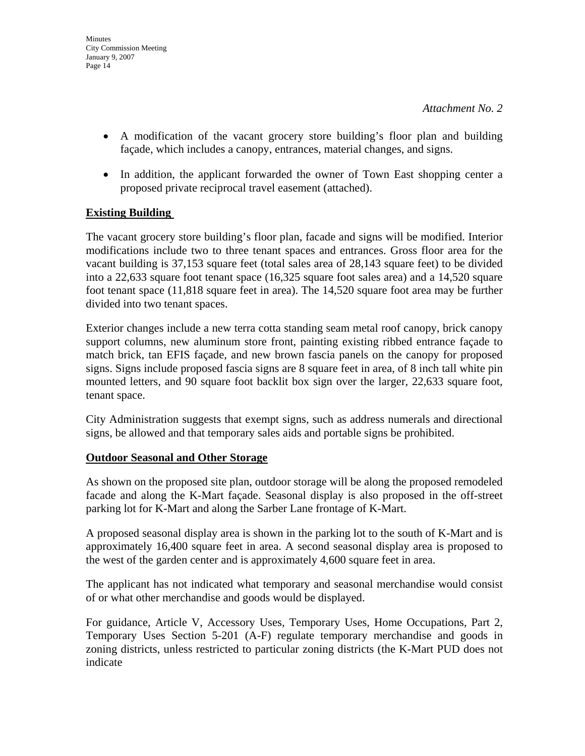*Attachment No. 2*

- A modification of the vacant grocery store building's floor plan and building façade, which includes a canopy, entrances, material changes, and signs.
- In addition, the applicant forwarded the owner of Town East shopping center a proposed private reciprocal travel easement (attached).

**Existing Building**

The vacant grocery store building's floor plan, facade and signs will be modified. Interior modifications include two to three tenant spaces and entrances. Gross floor area for the vacant building is 37,153 square feet (total sales area of 28,143 square feet) to be divided into a 22,633 square foot tenant space (16,325 square foot sales area) and a 14,520 square foot tenant space (11,818 square feet in area). The 14,520 square foot area may be further divided into two tenant spaces.

Exterior changes include a new terra cotta standing seam metal roof canopy, brick canopy support columns, new aluminum store front, painting existing ribbed entrance façade to match brick, tan EFIS façade, and new brown fascia panels on the canopy for proposed signs. Signs include proposed fascia signs are 8 square feet in area, of 8 inch tall white pin mounted letters, and 90 square foot backlit box sign over the larger, 22,633 square foot, tenant space.

City Administration suggests that exempt signs, such as address numerals and directional signs, be allowed and that temporary sales aids and portable signs be prohibited.

**Outdoor Seasonal and Other Storage**

As shown on the proposed site plan, outdoor storage will be along the proposed remodeled facade and along the K-Mart façade. Seasonal display is also proposed in the off-street parking lot for K-Mart and along the Sarber Lane frontage of K-Mart.

A proposed seasonal display area is shown in the parking lot to the south of K-Mart and is approximately 16,400 square feet in area. A second seasonal display area is proposed to the west of the garden center and is approximately 4,600 square feet in area.

The applicant has not indicated what temporary and seasonal merchandise would consist of or what other merchandise and goods would be displayed.

For guidance, Article V, Accessory Uses, Temporary Uses, Home Occupations, Part 2, Temporary Uses Section 5-201 (A-F) regulate temporary merchandise and goods in zoning districts, unless restricted to particular zoning districts (the K-Mart PUD does not indicate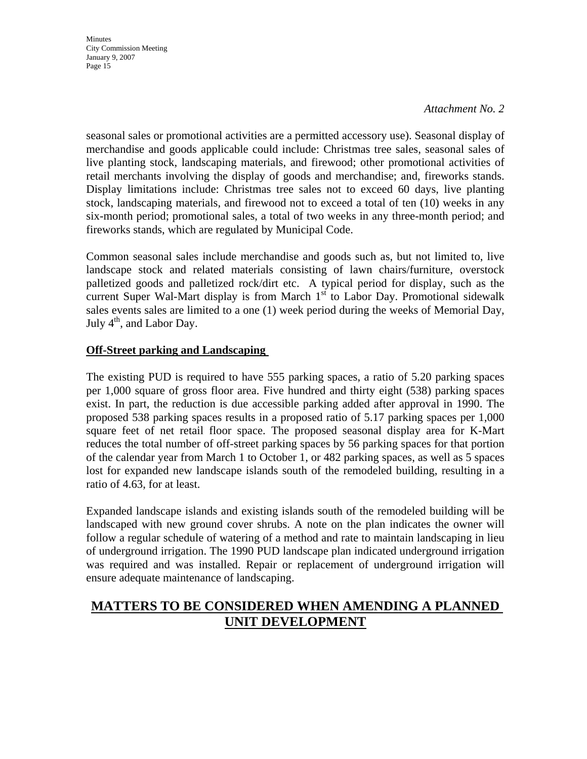*Attachment No. 2*

seasonal sales or promotional activities are a permitted accessory use). Seasonal display of merchandise and goods applicable could include: Christmas tree sales, seasonal sales of live planting stock, landscaping materials, and firewood; other promotional activities of retail merchants involving the display of goods and merchandise; and, fireworks stands. Display limitations include: Christmas tree sales not to exceed 60 days, live planting stock, landscaping materials, and firewood not to exceed a total of ten (10) weeks in any six-month period; promotional sales, a total of two weeks in any three-month period; and fireworks stands, which are regulated by Municipal Code.

Common seasonal sales include merchandise and goods such as, but not limited to, live landscape stock and related materials consisting of lawn chairs/furniture, overstock palletized goods and palletized rock/dirt etc. A typical period for display, such as the current Super Wal-Mart display is from March 1st to Labor Day. Promotional sidewalk sales events sales are limited to a one (1) week period during the weeks of Memorial Day, July 4th, and Labor Day.

**Off-Street parking and Landscaping**

The existing PUD is required to have 555 parking spaces, a ratio of 5.20 parking spaces per 1,000 square of gross floor area. Five hundred and thirty eight (538) parking spaces exist. In part, the reduction is due accessible parking added after approval in 1990. The proposed 538 parking spaces results in a proposed ratio of 5.17 parking spaces per 1,000 square feet of net retail floor space. The proposed seasonal display area for K-Mart reduces the total number of off-street parking spaces by 56 parking spaces for that portion of the calendar year from March 1 to October 1, or 482 parking spaces, as well as 5 spaces lost for expanded new landscape islands south of the remodeled building, resulting in a ratio of 4.63, for at least.

Expanded landscape islands and existing islands south of the remodeled building will be landscaped with new ground cover shrubs. A note on the plan indicates the owner will follow a regular schedule of watering of a method and rate to maintain landscaping in lieu of underground irrigation. The 1990 PUD landscape plan indicated underground irrigation was required and was installed. Repair or replacement of underground irrigation will ensure adequate maintenance of landscaping.

## MATTERS TO BE CONSIDERED WHEN AMENDING A PLANNED UNIT DEVELOPMENT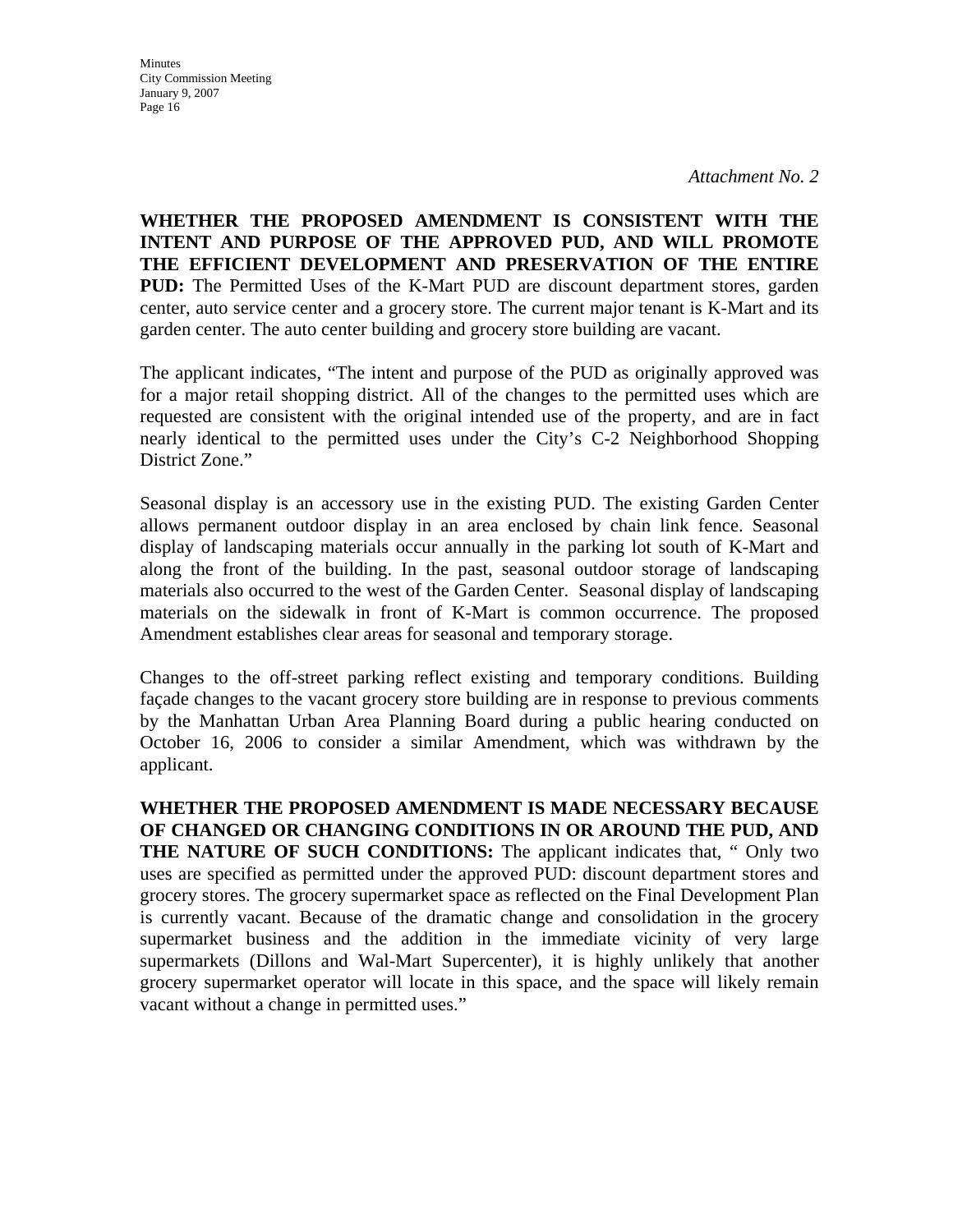*Attachment No. 2*

**WHETHER THE PROPOSED AMENDMENT IS CONSISTENT WITH THE INTENT AND PURPOSE OF THE APPROVED PUD, AND WILL PROMOTE THE EFFICIENT DEVELOPMENT AND PRESERVATION OF THE ENTIRE PUD:** The Permitted Uses of the K-Mart PUD are discount department stores, garden center, auto service center and a grocery store. The current major tenant is K-Mart and its garden center. The auto center building and grocery store building are vacant.

The applicant indicates, "The intent and purpose of the PUD as originally approved was for a major retail shopping district. All of the changes to the permitted uses which are requested are consistent with the original intended use of the property, and are in fact nearly identical to the permitted uses under the City's C-2 Neighborhood Shopping District Zone."

Seasonal display is an accessory use in the existing PUD. The existing Garden Center allows permanent outdoor display in an area enclosed by chain link fence. Seasonal display of landscaping materials occur annually in the parking lot south of K-Mart and along the front of the building. In the past, seasonal outdoor storage of landscaping materials also occurred to the west of the Garden Center. Seasonal display of landscaping materials on the sidewalk in front of K-Mart is common occurrence. The proposed Amendment establishes clear areas for seasonal and temporary storage.

Changes to the off-street parking reflect existing and temporary conditions. Building façade changes to the vacant grocery store building are in response to previous comments by the Manhattan Urban Area Planning Board during a public hearing conducted on October 16, 2006 to consider a similar Amendment, which was withdrawn by the applicant.

**WHETHER THE PROPOSED AMENDMENT IS MADE NECESSARY BECAUSE OF CHANGED OR CHANGING CONDITIONS IN OR AROUND THE PUD, AND THE NATURE OF SUCH CONDITIONS:** The applicant indicates that, " Only two uses are specified as permitted under the approved PUD: discount department stores and grocery stores. The grocery supermarket space as reflected on the Final Development Plan is currently vacant. Because of the dramatic change and consolidation in the grocery supermarket business and the addition in the immediate vicinity of very large supermarkets (Dillons and Wal-Mart Supercenter), it is highly unlikely that another grocery supermarket operator will locate in this space, and the space will likely remain vacant without a change in permitted uses."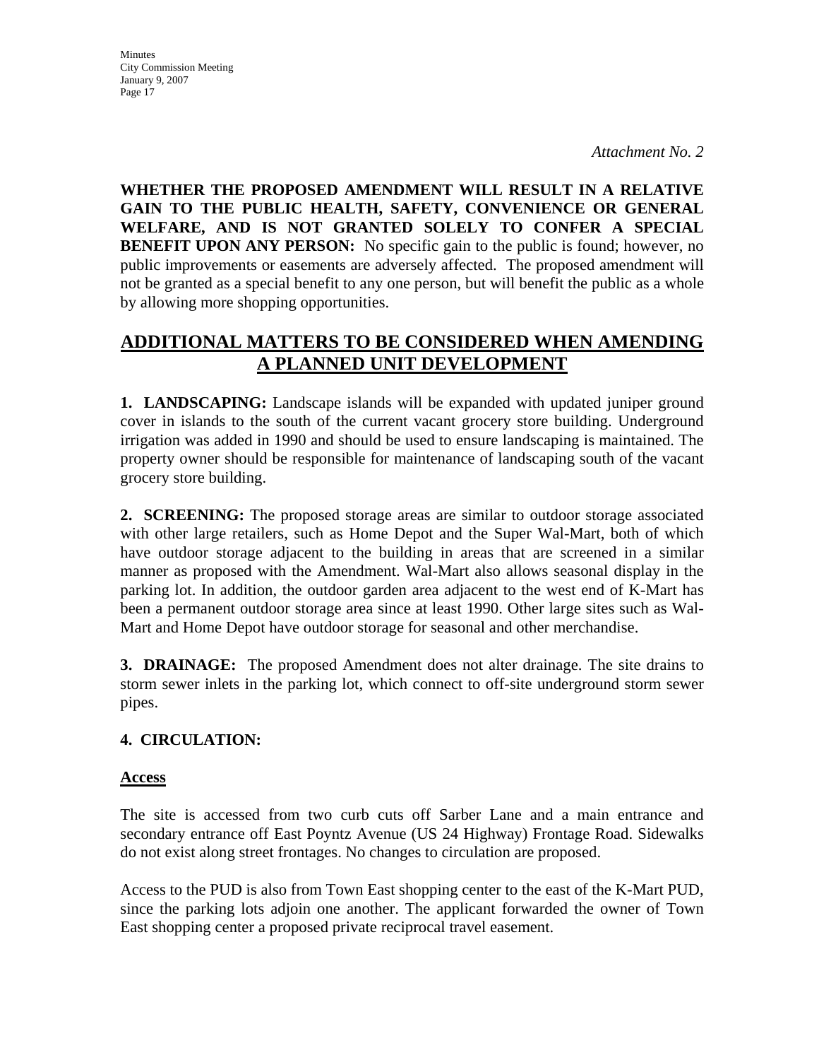*Attachment No. 2*

**WHETHER THE PROPOSED AMENDMENT WILL RESULT IN A RELATIVE GAIN TO THE PUBLIC HEALTH, SAFETY, CONVENIENCE OR GENERAL WELFARE, AND IS NOT GRANTED SOLELY TO CONFER A SPECIAL BENEFIT UPON ANY PERSON:** No specific gain to the public is found; however, no public improvements or easements are adversely affected. The proposed amendment will not be granted as a special benefit to any one person, but will benefit the public as a whole by allowing more shopping opportunities.

## ADDITIONAL MATTERS TO BE CONSIDERED WHEN AMENDING A PLANNED UNIT DEVELOPMENT

**1. LANDSCAPING:** Landscape islands will be expanded with updated juniper ground cover in islands to the south of the current vacant grocery store building. Underground irrigation was added in 1990 and should be used to ensure landscaping is maintained. The property owner should be responsible for maintenance of landscaping south of the vacant grocery store building.

**2. SCREENING:** The proposed storage areas are similar to outdoor storage associated with other large retailers, such as Home Depot and the Super Wal-Mart, both of which have outdoor storage adjacent to the building in areas that are screened in a similar manner as proposed with the Amendment. Wal-Mart also allows seasonal display in the parking lot. In addition, the outdoor garden area adjacent to the west end of K-Mart has been a permanent outdoor storage area since at least 1990. Other large sites such as Wal-Mart and Home Depot have outdoor storage for seasonal and other merchandise.

**3. DRAINAGE:** The proposed Amendment does not alter drainage. The site drains to storm sewer inlets in the parking lot, which connect to off-site underground storm sewer pipes.

**4. CIRCULATION:**

**Access**

The site is accessed from two curb cuts off Sarber Lane and a main entrance and secondary entrance off East Poyntz Avenue (US 24 Highway) Frontage Road. Sidewalks do not exist along street frontages. No changes to circulation are proposed.

Access to the PUD is also from Town East shopping center to the east of the K-Mart PUD, since the parking lots adjoin one another. The applicant forwarded the owner of Town East shopping center a proposed private reciprocal travel easement.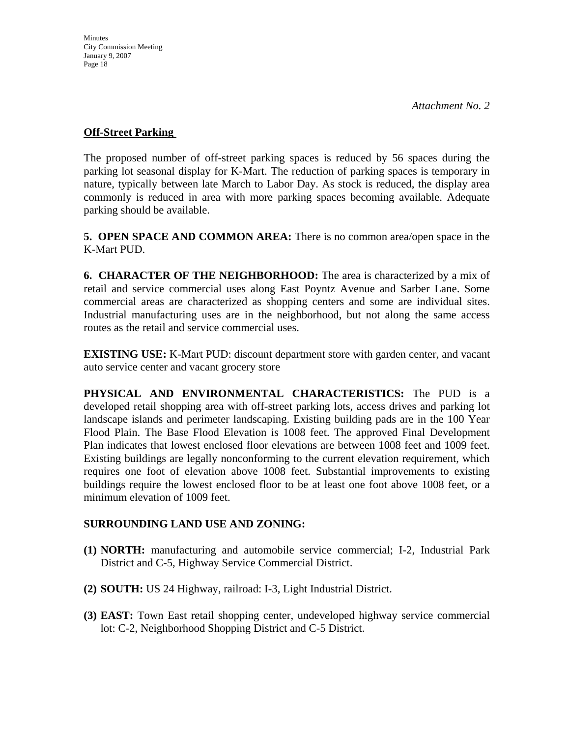*Attachment No. 2*

**Off-Street Parking**

The proposed number of off-street parking spaces is reduced by 56 spaces during the parking lot seasonal display for K-Mart. The reduction of parking spaces is temporary in nature, typically between late March to Labor Day. As stock is reduced, the display area commonly is reduced in area with more parking spaces becoming available. Adequate parking should be available.

**5. OPEN SPACE AND COMMON AREA:** There is no common area/open space in the K-Mart PUD.

**6. CHARACTER OF THE NEIGHBORHOOD:** The area is characterized by a mix of retail and service commercial uses along East Poyntz Avenue and Sarber Lane. Some commercial areas are characterized as shopping centers and some are individual sites. Industrial manufacturing uses are in the neighborhood, but not along the same access routes as the retail and service commercial uses.

**EXISTING USE:** K-Mart PUD: discount department store with garden center, and vacant auto service center and vacant grocery store

**PHYSICAL AND ENVIRONMENTAL CHARACTERISTICS:** The PUD is a developed retail shopping area with off-street parking lots, access drives and parking lot landscape islands and perimeter landscaping. Existing building pads are in the 100 Year Flood Plain. The Base Flood Elevation is 1008 feet. The approved Final Development Plan indicates that lowest enclosed floor elevations are between 1008 feet and 1009 feet. Existing buildings are legally nonconforming to the current elevation requirement, which requires one foot of elevation above 1008 feet. Substantial improvements to existing buildings require the lowest enclosed floor to be at least one foot above 1008 feet, or a minimum elevation of 1009 feet.

**SURROUNDING LAND USE AND ZONING:**

**(1) NORTH:** manufacturing and automobile service commercial; I-2, Industrial Park District and C-5, Highway Service Commercial District.

**(2) SOUTH:** US 24 Highway, railroad: I-3, Light Industrial District.

**(3) EAST:** Town East retail shopping center, undeveloped highway service commercial lot: C-2, Neighborhood Shopping District and C-5 District.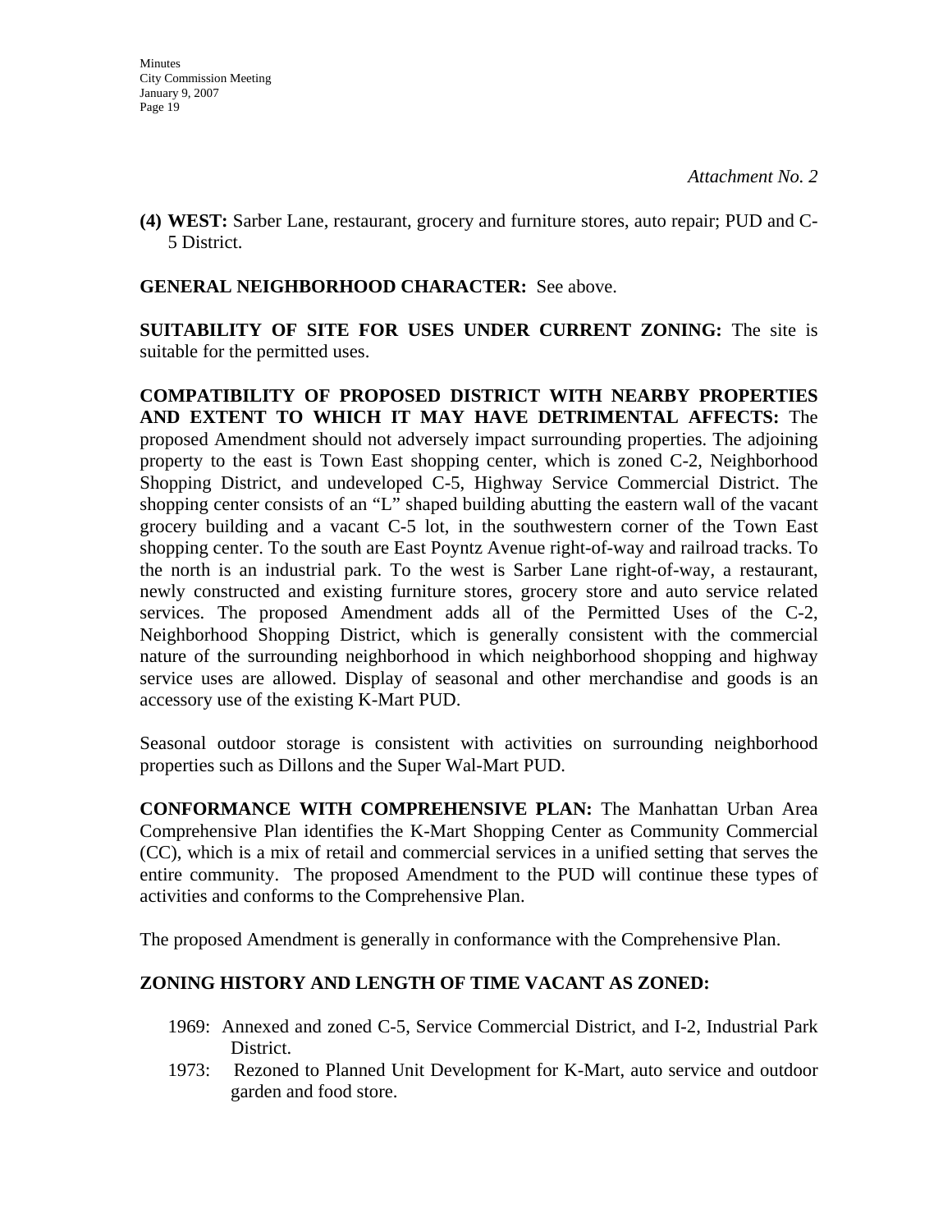*Attachment No. 2*

**(4) WEST:** Sarber Lane, restaurant, grocery and furniture stores, auto repair; PUD and C-5 District.

**GENERAL NEIGHBORHOOD CHARACTER:** See above.

**SUITABILITY OF SITE FOR USES UNDER CURRENT ZONING:** The site is suitable for the permitted uses.

**COMPATIBILITY OF PROPOSED DISTRICT WITH NEARBY PROPERTIES AND EXTENT TO WHICH IT MAY HAVE DETRIMENTAL AFFECTS:** The proposed Amendment should not adversely impact surrounding properties. The adjoining property to the east is Town East shopping center, which is zoned C-2, Neighborhood Shopping District, and undeveloped C-5, Highway Service Commercial District. The shopping center consists of an "L" shaped building abutting the eastern wall of the vacant grocery building and a vacant C-5 lot, in the southwestern corner of the Town East shopping center. To the south are East Poyntz Avenue right-of-way and railroad tracks. To the north is an industrial park. To the west is Sarber Lane right-of-way, a restaurant, newly constructed and existing furniture stores, grocery store and auto service related services. The proposed Amendment adds all of the Permitted Uses of the C-2, Neighborhood Shopping District, which is generally consistent with the commercial nature of the surrounding neighborhood in which neighborhood shopping and highway service uses are allowed. Display of seasonal and other merchandise and goods is an accessory use of the existing K-Mart PUD.

Seasonal outdoor storage is consistent with activities on surrounding neighborhood properties such as Dillons and the Super Wal-Mart PUD.

**CONFORMANCE WITH COMPREHENSIVE PLAN:** The Manhattan Urban Area Comprehensive Plan identifies the K-Mart Shopping Center as Community Commercial (CC), which is a mix of retail and commercial services in a unified setting that serves the entire community. The proposed Amendment to the PUD will continue these types of activities and conforms to the Comprehensive Plan.

The proposed Amendment is generally in conformance with the Comprehensive Plan.

**ZONING HISTORY AND LENGTH OF TIME VACANT AS ZONED:**

1969: Annexed and zoned C-5, Service Commercial District, and I-2, Industrial Park District.

1973: Rezoned to Planned Unit Development for K-Mart, auto service and outdoor garden and food store.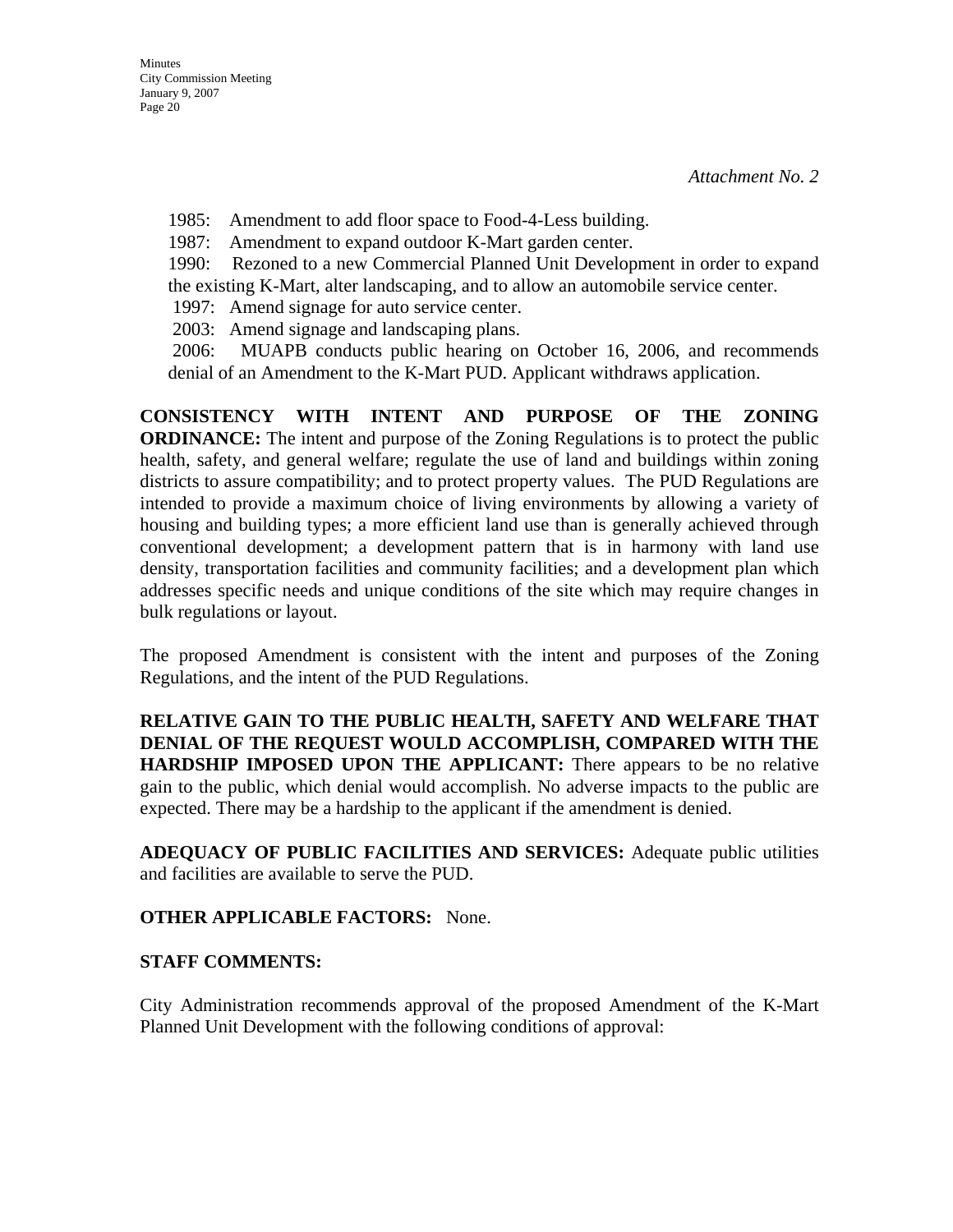*Attachment No. 2*

1985: Amendment to add floor space to Food-4-Less building.
1987: Amendment to expand outdoor K-Mart garden center.
1990: Rezoned to a new Commercial Planned Unit Development in order to expand the existing K-Mart, alter landscaping, and to allow an automobile service center.
1997: Amend signage for auto service center.
2003: Amend signage and landscaping plans.
2006: MUAPB conducts public hearing on October 16, 2006, and recommends denial of an Amendment to the K-Mart PUD. Applicant withdraws application.

**CONSISTENCY WITH INTENT AND PURPOSE OF THE ZONING ORDINANCE:** The intent and purpose of the Zoning Regulations is to protect the public health, safety, and general welfare; regulate the use of land and buildings within zoning districts to assure compatibility; and to protect property values. The PUD Regulations are intended to provide a maximum choice of living environments by allowing a variety of housing and building types; a more efficient land use than is generally achieved through conventional development; a development pattern that is in harmony with land use density, transportation facilities and community facilities; and a development plan which addresses specific needs and unique conditions of the site which may require changes in bulk regulations or layout.

The proposed Amendment is consistent with the intent and purposes of the Zoning Regulations, and the intent of the PUD Regulations.

**RELATIVE GAIN TO THE PUBLIC HEALTH, SAFETY AND WELFARE THAT DENIAL OF THE REQUEST WOULD ACCOMPLISH, COMPARED WITH THE HARDSHIP IMPOSED UPON THE APPLICANT:** There appears to be no relative gain to the public, which denial would accomplish. No adverse impacts to the public are expected. There may be a hardship to the applicant if the amendment is denied.

**ADEQUACY OF PUBLIC FACILITIES AND SERVICES:** Adequate public utilities and facilities are available to serve the PUD.

**OTHER APPLICABLE FACTORS:** None.

**STAFF COMMENTS:**

City Administration recommends approval of the proposed Amendment of the K-Mart Planned Unit Development with the following conditions of approval: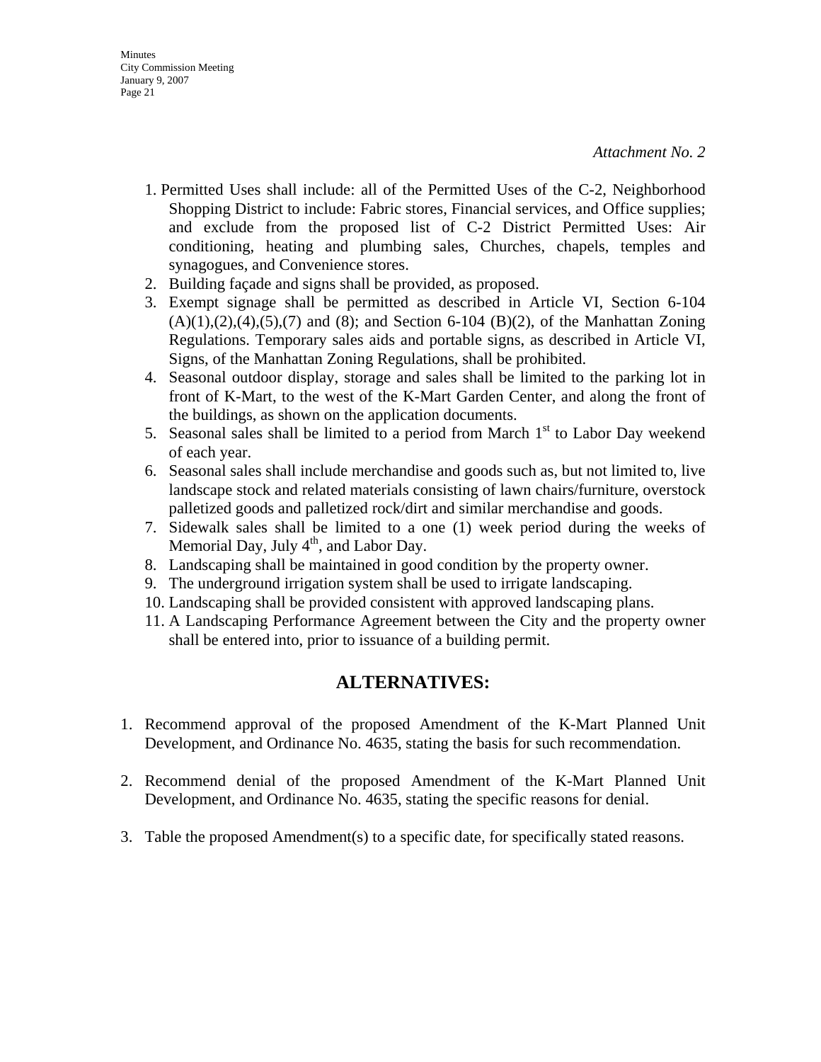*Attachment No. 2*

1. Permitted Uses shall include: all of the Permitted Uses of the C-2, Neighborhood Shopping District to include: Fabric stores, Financial services, and Office supplies; and exclude from the proposed list of C-2 District Permitted Uses: Air conditioning, heating and plumbing sales, Churches, chapels, temples and synagogues, and Convenience stores.
2. Building façade and signs shall be provided, as proposed.
3. Exempt signage shall be permitted as described in Article VI, Section 6-104 (A)(1),(2),(4),(5),(7) and (8); and Section 6-104 (B)(2), of the Manhattan Zoning Regulations. Temporary sales aids and portable signs, as described in Article VI, Signs, of the Manhattan Zoning Regulations, shall be prohibited.
4. Seasonal outdoor display, storage and sales shall be limited to the parking lot in front of K-Mart, to the west of the K-Mart Garden Center, and along the front of the buildings, as shown on the application documents.
5. Seasonal sales shall be limited to a period from March 1st to Labor Day weekend of each year.
6. Seasonal sales shall include merchandise and goods such as, but not limited to, live landscape stock and related materials consisting of lawn chairs/furniture, overstock palletized goods and palletized rock/dirt and similar merchandise and goods.
7. Sidewalk sales shall be limited to a one (1) week period during the weeks of Memorial Day, July 4th, and Labor Day.
8. Landscaping shall be maintained in good condition by the property owner.
9. The underground irrigation system shall be used to irrigate landscaping.
10. Landscaping shall be provided consistent with approved landscaping plans.
11. A Landscaping Performance Agreement between the City and the property owner shall be entered into, prior to issuance of a building permit.

## ALTERNATIVES:

1. Recommend approval of the proposed Amendment of the K-Mart Planned Unit Development, and Ordinance No. 4635, stating the basis for such recommendation.

2. Recommend denial of the proposed Amendment of the K-Mart Planned Unit Development, and Ordinance No. 4635, stating the specific reasons for denial.

3. Table the proposed Amendment(s) to a specific date, for specifically stated reasons.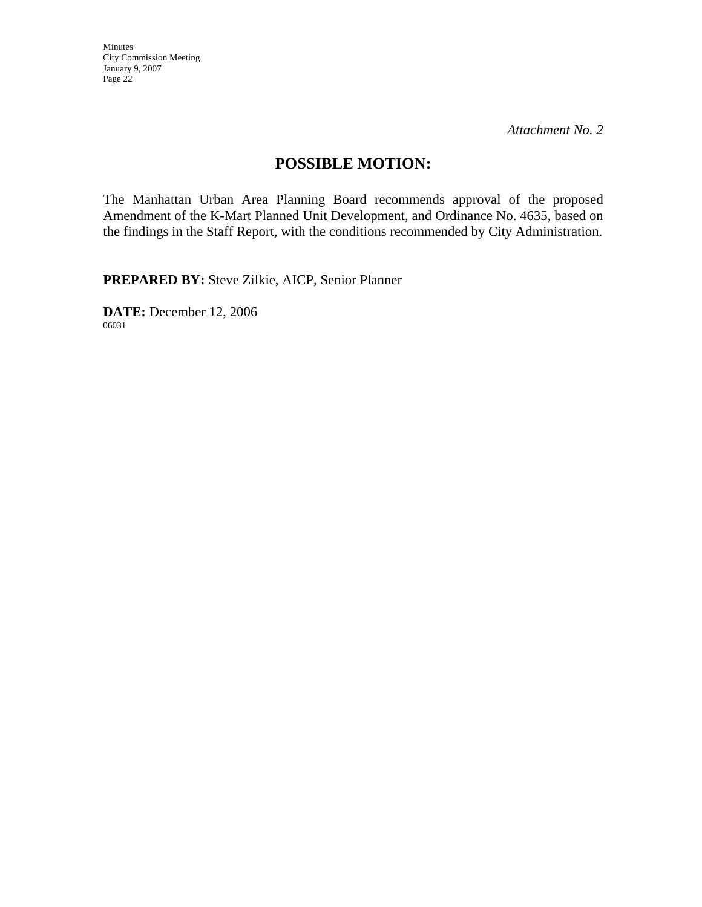*Attachment No. 2*

## POSSIBLE MOTION:

The Manhattan Urban Area Planning Board recommends approval of the proposed Amendment of the K-Mart Planned Unit Development, and Ordinance No. 4635, based on the findings in the Staff Report, with the conditions recommended by City Administration.

**PREPARED BY:** Steve Zilkie, AICP, Senior Planner

**DATE:** December 12, 2006

06031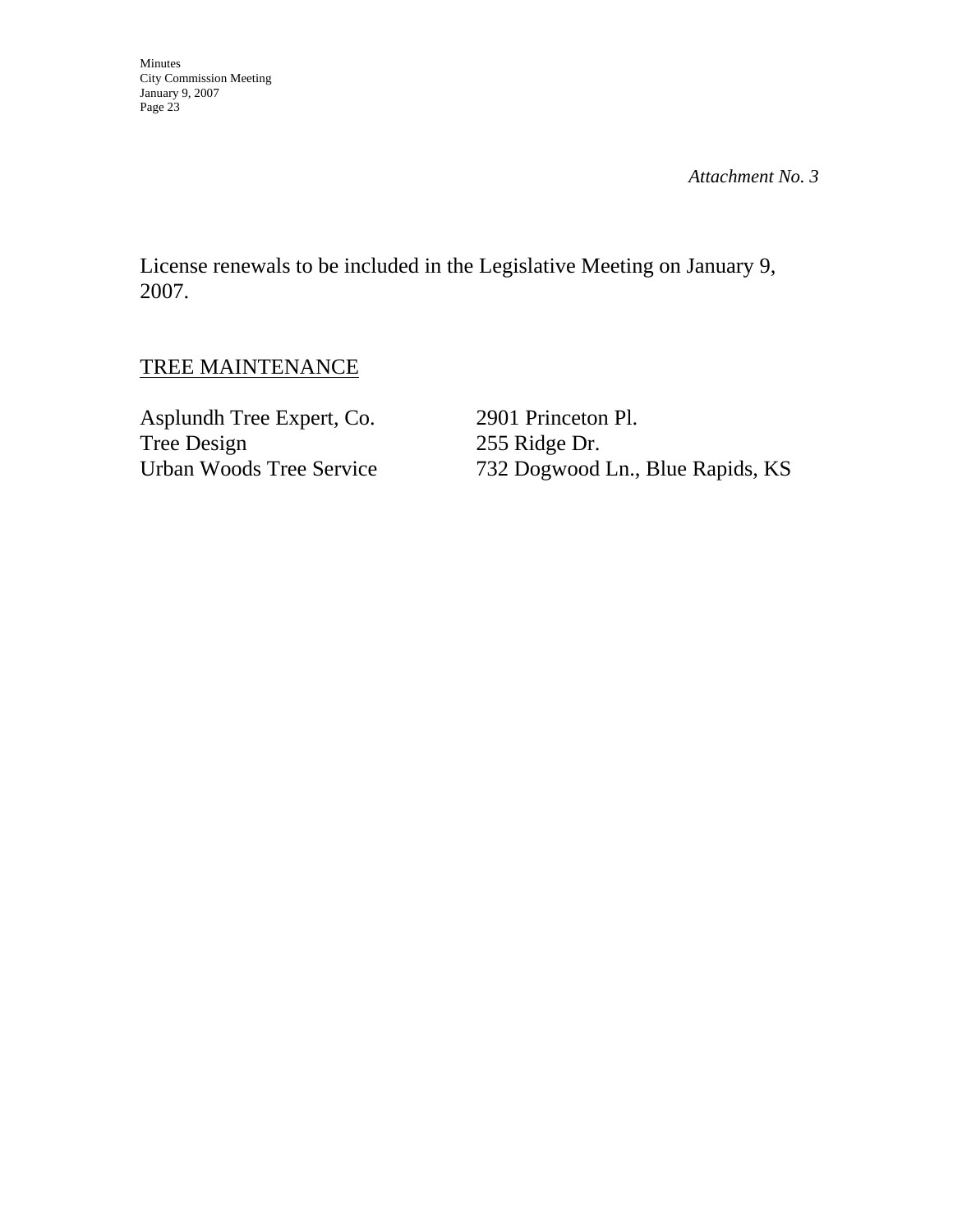*Attachment No. 3*

License renewals to be included in the Legislative Meeting on January 9, 2007.

TREE MAINTENANCE

| | |
|---|---|
| Asplundh Tree Expert, Co. | 2901 Princeton Pl. |
| Tree Design | 255 Ridge Dr. |
| Urban Woods Tree Service | 732 Dogwood Ln., Blue Rapids, KS |